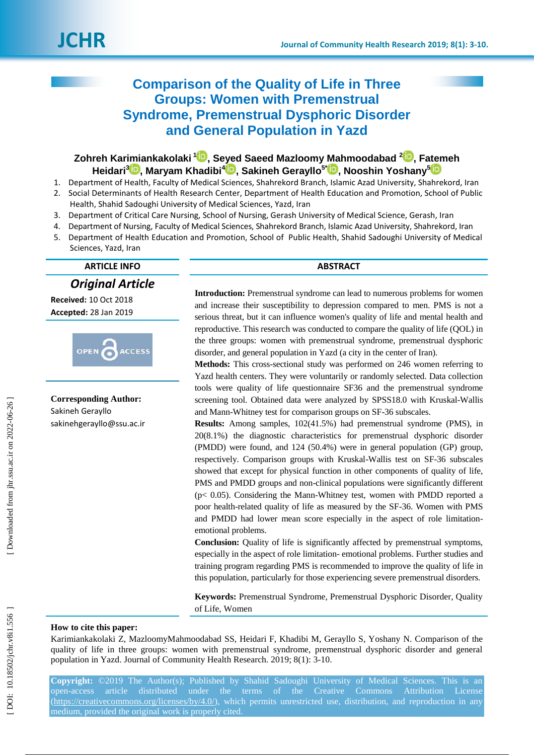# Comparison of the Quality of Life in Three Groups: Women with Premenstrual Syndrome, Premenstrual Dysphoric Disorder and General Population in Yazd

**Zohreh Karimiankakolaki [1], Seyed Saeed Mazloomy Mahmoodabad [2], Fatemeh Heidari[3], Maryam Khadibi[4], Sakineh Gerayllo[5*], Nooshin Yoshany[5]**

1. Department of Health, Faculty of Medical Sciences, Shahrekord Branch, Islamic Azad University, Shahrekord, Iran
2. Social Determinants of Health Research Center, Department of Health Education and Promotion, School of Public Health, Shahid Sadoughi University of Medical Sciences, Yazd, Iran
3. Department of Critical Care Nursing, School of Nursing, Gerash University of Medical Science, Gerash, Iran
4. Department of Nursing, Faculty of Medical Sciences, Shahrekord Branch, Islamic Azad University, Shahrekord, Iran
5. Department of Health Education and Promotion, School of Public Health, Shahid Sadoughi University of Medical Sciences, Yazd, Iran

## ARTICLE INFO

***Original Article***

**Received:** 10 Oct 2018
**Accepted:** 28 Jan 2019

**Corresponding Author:**
Sakineh Gerayllo
sakinehgerayllo@ssu.ac.ir

## ABSTRACT

**Introduction:** Premenstrual syndrome can lead to numerous problems for women and increase their susceptibility to depression compared to men. PMS is not a serious threat, but it can influence women's quality of life and mental health and reproductive. This research was conducted to compare the quality of life (QOL) in the three groups: women with premenstrual syndrome, premenstrual dysphoric disorder, and general population in Yazd (a city in the center of Iran).

**Methods:** This cross-sectional study was performed on 246 women referring to Yazd health centers. They were voluntarily or randomly selected. Data collection tools were quality of life questionnaire SF36 and the premenstrual syndrome screening tool. Obtained data were analyzed by SPSS18.0 with Kruskal-Wallis and Mann-Whitney test for comparison groups on SF-36 subscales.

**Results:** Among samples, 102(41.5%) had premenstrual syndrome (PMS), in 20(8.1%) the diagnostic characteristics for premenstrual dysphoric disorder (PMDD) were found, and 124 (50.4%) were in general population (GP) group, respectively. Comparison groups with Kruskal-Wallis test on SF-36 subscales showed that except for physical function in other components of quality of life, PMS and PMDD groups and non-clinical populations were significantly different ($p < 0.05$). Considering the Mann-Whitney test, women with PMDD reported a poor health-related quality of life as measured by the SF-36. Women with PMS and PMDD had lower mean score especially in the aspect of role limitation-emotional problems.

**Conclusion:** Quality of life is significantly affected by premenstrual symptoms, especially in the aspect of role limitation- emotional problems. Further studies and training program regarding PMS is recommended to improve the quality of life in this population, particularly for those experiencing severe premenstrual disorders.

**Keywords:** Premenstrual Syndrome, Premenstrual Dysphoric Disorder, Quality of Life, Women

**How to cite this paper:**
Karimiankakolaki Z, MazloomyMahmoodabad SS, Heidari F, Khadibi M, Gerayllo S, Yoshany N. Comparison of the quality of life in three groups: women with premenstrual syndrome, premenstrual dysphoric disorder and general population in Yazd. Journal of Community Health Research. 2019; 8(1): 3-10.

**Copyright:** ©2019 The Author(s); Published by Shahid Sadoughi University of Medical Sciences. This is an open-access article distributed under the terms of the Creative Commons Attribution License (https://creativecommons.org/licenses/by/4.0/), which permits unrestricted use, distribution, and reproduction in any medium, provided the original work is properly cited.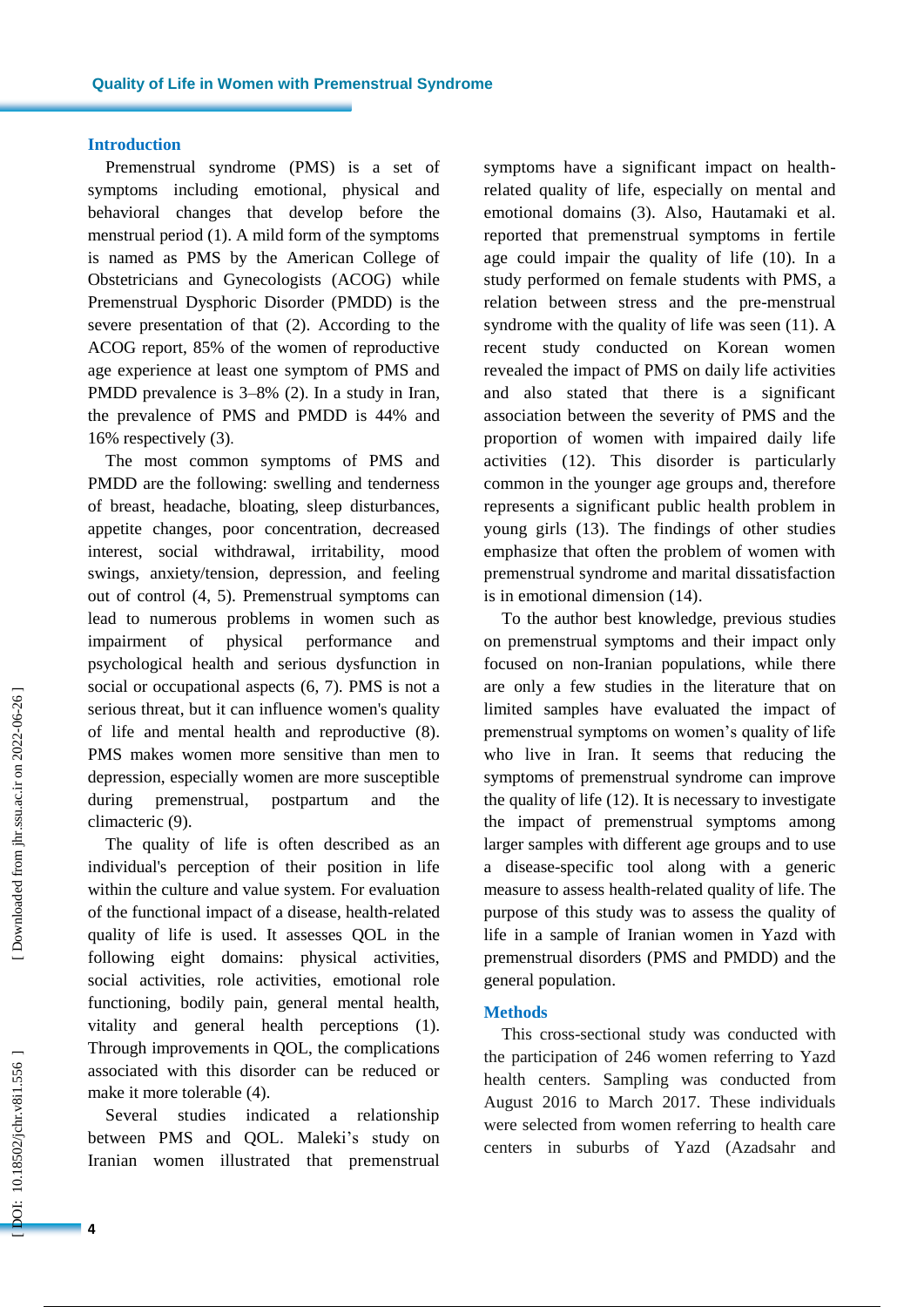## Introduction

Premenstrual syndrome (PMS) is a set of symptoms including emotional, physical and behavioral changes that develop before the menstrual period (1). A mild form of the symptoms is named as PMS by the American College of Obstetricians and Gynecologists (ACOG) while Premenstrual Dysphoric Disorder (PMDD) is the severe presentation of that (2). According to the ACOG report, 85% of the women of reproductive age experience at least one symptom of PMS and PMDD prevalence is 3–8% (2). In a study in Iran, the prevalence of PMS and PMDD is 44% and 16% respectively (3).

The most common symptoms of PMS and PMDD are the following: swelling and tenderness of breast, headache, bloating, sleep disturbances, appetite changes, poor concentration, decreased interest, social withdrawal, irritability, mood swings, anxiety/tension, depression, and feeling out of control (4, 5). Premenstrual symptoms can lead to numerous problems in women such as impairment of physical performance and psychological health and serious dysfunction in social or occupational aspects (6, 7). PMS is not a serious threat, but it can influence women's quality of life and mental health and reproductive (8). PMS makes women more sensitive than men to depression, especially women are more susceptible during premenstrual, postpartum and the climacteric (9).

The quality of life is often described as an individual's perception of their position in life within the culture and value system. For evaluation of the functional impact of a disease, health-related quality of life is used. It assesses QOL in the following eight domains: physical activities, social activities, role activities, emotional role functioning, bodily pain, general mental health, vitality and general health perceptions (1). Through improvements in QOL, the complications associated with this disorder can be reduced or make it more tolerable (4).

Several studies indicated a relationship between PMS and QOL. Maleki's study on Iranian women illustrated that premenstrual symptoms have a significant impact on health-related quality of life, especially on mental and emotional domains (3). Also, Hautamaki et al. reported that premenstrual symptoms in fertile age could impair the quality of life (10). In a study performed on female students with PMS, a relation between stress and the pre-menstrual syndrome with the quality of life was seen (11). A recent study conducted on Korean women revealed the impact of PMS on daily life activities and also stated that there is a significant association between the severity of PMS and the proportion of women with impaired daily life activities (12). This disorder is particularly common in the younger age groups and, therefore represents a significant public health problem in young girls (13). The findings of other studies emphasize that often the problem of women with premenstrual syndrome and marital dissatisfaction is in emotional dimension (14).

To the author best knowledge, previous studies on premenstrual symptoms and their impact only focused on non-Iranian populations, while there are only a few studies in the literature that on limited samples have evaluated the impact of premenstrual symptoms on women's quality of life who live in Iran. It seems that reducing the symptoms of premenstrual syndrome can improve the quality of life (12). It is necessary to investigate the impact of premenstrual symptoms among larger samples with different age groups and to use a disease-specific tool along with a generic measure to assess health-related quality of life. The purpose of this study was to assess the quality of life in a sample of Iranian women in Yazd with premenstrual disorders (PMS and PMDD) and the general population.

## Methods

This cross-sectional study was conducted with the participation of 246 women referring to Yazd health centers. Sampling was conducted from August 2016 to March 2017. These individuals were selected from women referring to health care centers in suburbs of Yazd (Azadsahr and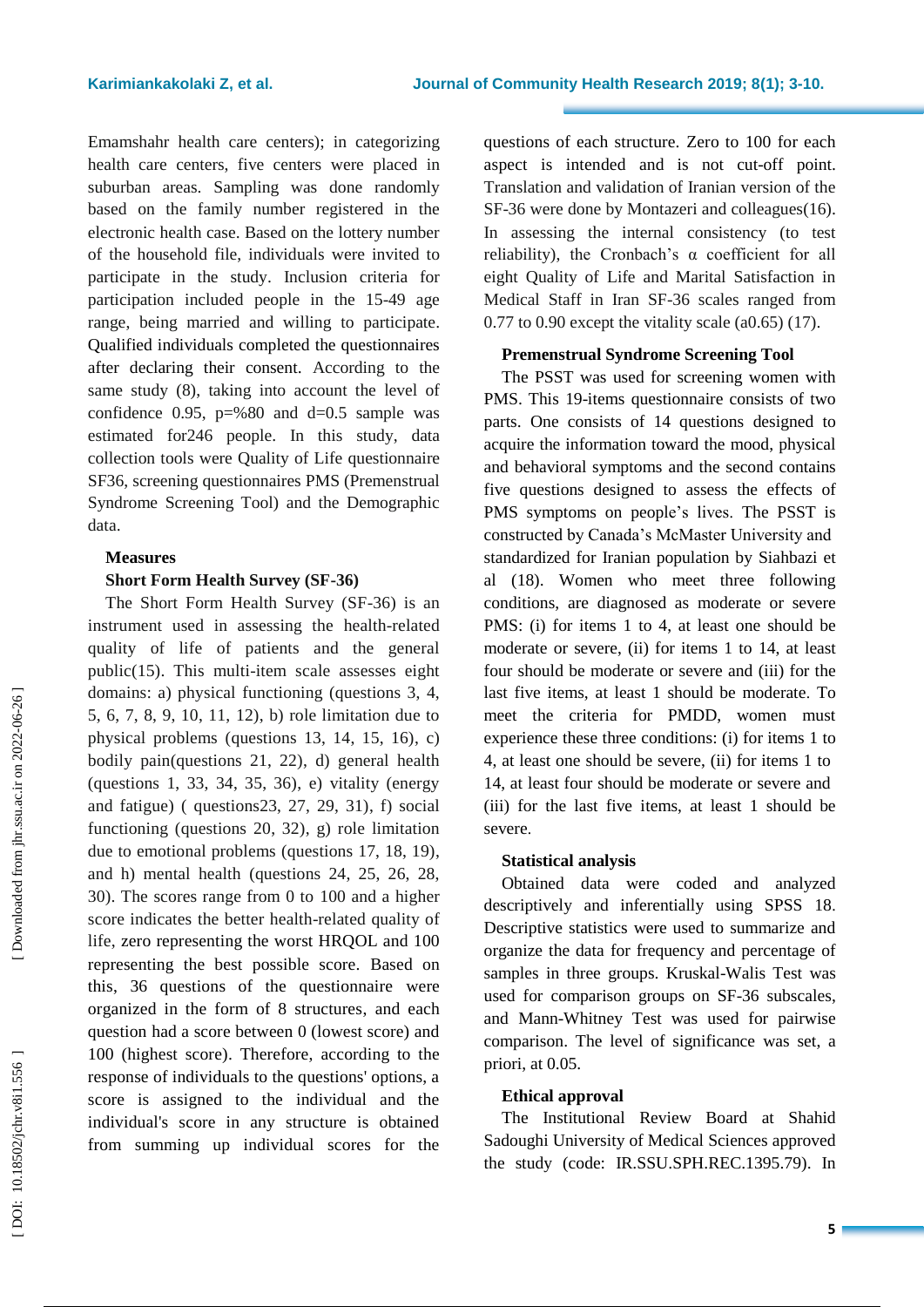Emamshahr health care centers); in categorizing health care centers, five centers were placed in suburban areas. Sampling was done randomly based on the family number registered in the electronic health case. Based on the lottery number of the household file, individuals were invited to participate in the study. Inclusion criteria for participation included people in the 15-49 age range, being married and willing to participate. Qualified individuals completed the questionnaires after declaring their consent. According to the same study (8), taking into account the level of confidence 0.95, p=%80 and d=0.5 sample was estimated for246 people. In this study, data collection tools were Quality of Life questionnaire SF36, screening questionnaires PMS (Premenstrual Syndrome Screening Tool) and the Demographic data.

### Measures

#### Short Form Health Survey (SF-36)

The Short Form Health Survey (SF-36) is an instrument used in assessing the health-related quality of life of patients and the general public(15). This multi-item scale assesses eight domains: a) physical functioning (questions 3, 4, 5, 6, 7, 8, 9, 10, 11, 12), b) role limitation due to physical problems (questions 13, 14, 15, 16), c) bodily pain(questions 21, 22), d) general health (questions 1, 33, 34, 35, 36), e) vitality (energy and fatigue) ( questions23, 27, 29, 31), f) social functioning (questions 20, 32), g) role limitation due to emotional problems (questions 17, 18, 19), and h) mental health (questions 24, 25, 26, 28, 30). The scores range from 0 to 100 and a higher score indicates the better health-related quality of life, zero representing the worst HRQOL and 100 representing the best possible score. Based on this, 36 questions of the questionnaire were organized in the form of 8 structures, and each question had a score between 0 (lowest score) and 100 (highest score). Therefore, according to the response of individuals to the questions' options, a score is assigned to the individual and the individual's score in any structure is obtained from summing up individual scores for the questions of each structure. Zero to 100 for each aspect is intended and is not cut-off point. Translation and validation of Iranian version of the SF-36 were done by Montazeri and colleagues(16). In assessing the internal consistency (to test reliability), the Cronbach's α coefficient for all eight Quality of Life and Marital Satisfaction in Medical Staff in Iran SF-36 scales ranged from 0.77 to 0.90 except the vitality scale (a0.65) (17).

#### Premenstrual Syndrome Screening Tool

The PSST was used for screening women with PMS. This 19-items questionnaire consists of two parts. One consists of 14 questions designed to acquire the information toward the mood, physical and behavioral symptoms and the second contains five questions designed to assess the effects of PMS symptoms on people's lives. The PSST is constructed by Canada's McMaster University and standardized for Iranian population by Siahbazi et al (18). Women who meet three following conditions, are diagnosed as moderate or severe PMS: (i) for items 1 to 4, at least one should be moderate or severe, (ii) for items 1 to 14, at least four should be moderate or severe and (iii) for the last five items, at least 1 should be moderate. To meet the criteria for PMDD, women must experience these three conditions: (i) for items 1 to 4, at least one should be severe, (ii) for items 1 to 14, at least four should be moderate or severe and (iii) for the last five items, at least 1 should be severe.

#### Statistical analysis

Obtained data were coded and analyzed descriptively and inferentially using SPSS 18. Descriptive statistics were used to summarize and organize the data for frequency and percentage of samples in three groups. Kruskal-Walis Test was used for comparison groups on SF-36 subscales, and Mann-Whitney Test was used for pairwise comparison. The level of significance was set, a priori, at 0.05.

#### Ethical approval

The Institutional Review Board at Shahid Sadoughi University of Medical Sciences approved the study (code: IR.SSU.SPH.REC.1395.79). In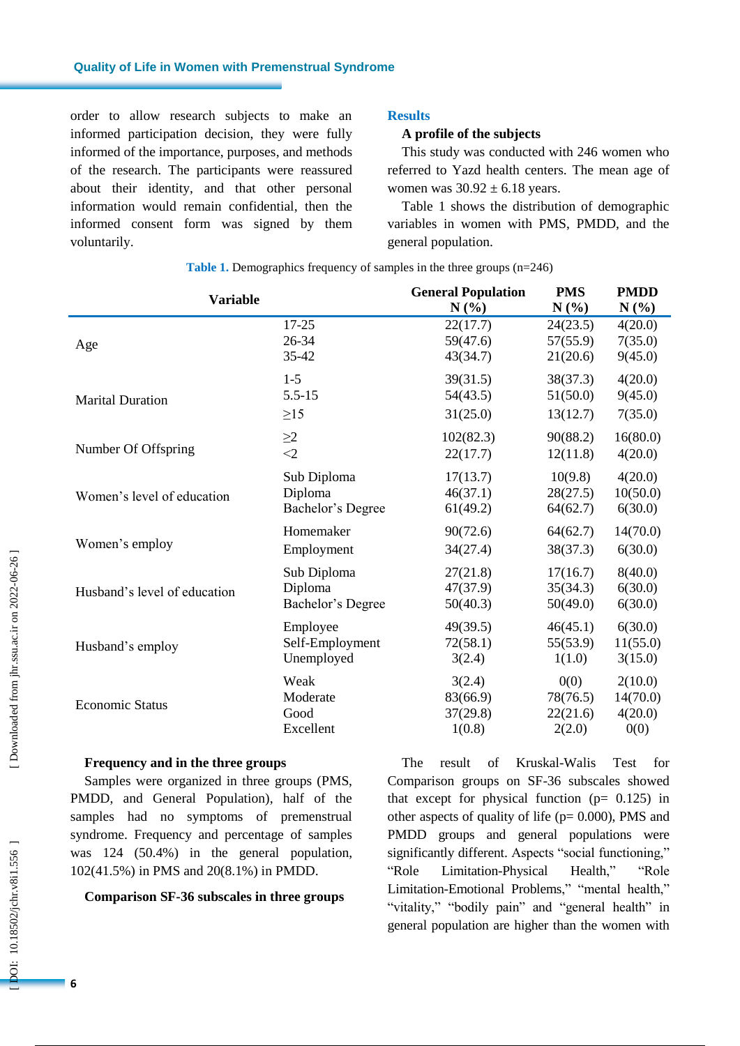order to allow research subjects to make an informed participation decision, they were fully informed of the importance, purposes, and methods of the research. The participants were reassured about their identity, and that other personal information would remain confidential, then the informed consent form was signed by them voluntarily.

## Results

### A profile of the subjects

This study was conducted with 246 women who referred to Yazd health centers. The mean age of women was 30.92 ± 6.18 years.

Table 1 shows the distribution of demographic variables in women with PMS, PMDD, and the general population.

**Table 1.** Demographics frequency of samples in the three groups (n=246)

| Variable | | General Population N (%) | PMS N (%) | PMDD N (%) |
|---|---|---|---|---|
| Age | 17-25 | 22(17.7) | 24(23.5) | 4(20.0) |
| | 26-34 | 59(47.6) | 57(55.9) | 7(35.0) |
| | 35-42 | 43(34.7) | 21(20.6) | 9(45.0) |
| Marital Duration | 1-5 | 39(31.5) | 38(37.3) | 4(20.0) |
| | 5.5-15 | 54(43.5) | 51(50.0) | 9(45.0) |
| | ≥15 | 31(25.0) | 13(12.7) | 7(35.0) |
| Number Of Offspring | ≥2 | 102(82.3) | 90(88.2) | 16(80.0) |
| | <2 | 22(17.7) | 12(11.8) | 4(20.0) |
| Women's level of education | Sub Diploma | 17(13.7) | 10(9.8) | 4(20.0) |
| | Diploma | 46(37.1) | 28(27.5) | 10(50.0) |
| | Bachelor's Degree | 61(49.2) | 64(62.7) | 6(30.0) |
| Women's employ | Homemaker | 90(72.6) | 64(62.7) | 14(70.0) |
| | Employment | 34(27.4) | 38(37.3) | 6(30.0) |
| Husband's level of education | Sub Diploma | 27(21.8) | 17(16.7) | 8(40.0) |
| | Diploma | 47(37.9) | 35(34.3) | 6(30.0) |
| | Bachelor's Degree | 50(40.3) | 50(49.0) | 6(30.0) |
| Husband's employ | Employee | 49(39.5) | 46(45.1) | 6(30.0) |
| | Self-Employment | 72(58.1) | 55(53.9) | 11(55.0) |
| | Unemployed | 3(2.4) | 1(1.0) | 3(15.0) |
| Economic Status | Weak | 3(2.4) | 0(0) | 2(10.0) |
| | Moderate | 83(66.9) | 78(76.5) | 14(70.0) |
| | Good | 37(29.8) | 22(21.6) | 4(20.0) |
| | Excellent | 1(0.8) | 2(2.0) | 0(0) |

### Frequency and in the three groups

Samples were organized in three groups (PMS, PMDD, and General Population), half of the samples had no symptoms of premenstrual syndrome. Frequency and percentage of samples was 124 (50.4%) in the general population, 102(41.5%) in PMS and 20(8.1%) in PMDD.

### Comparison SF-36 subscales in three groups

The result of Kruskal-Walis Test for Comparison groups on SF-36 subscales showed that except for physical function (p= 0.125) in other aspects of quality of life (p= 0.000), PMS and PMDD groups and general populations were significantly different. Aspects "social functioning," "Role Limitation-Physical Health," "Role Limitation-Emotional Problems," "mental health," "vitality," "bodily pain" and "general health" in general population are higher than the women with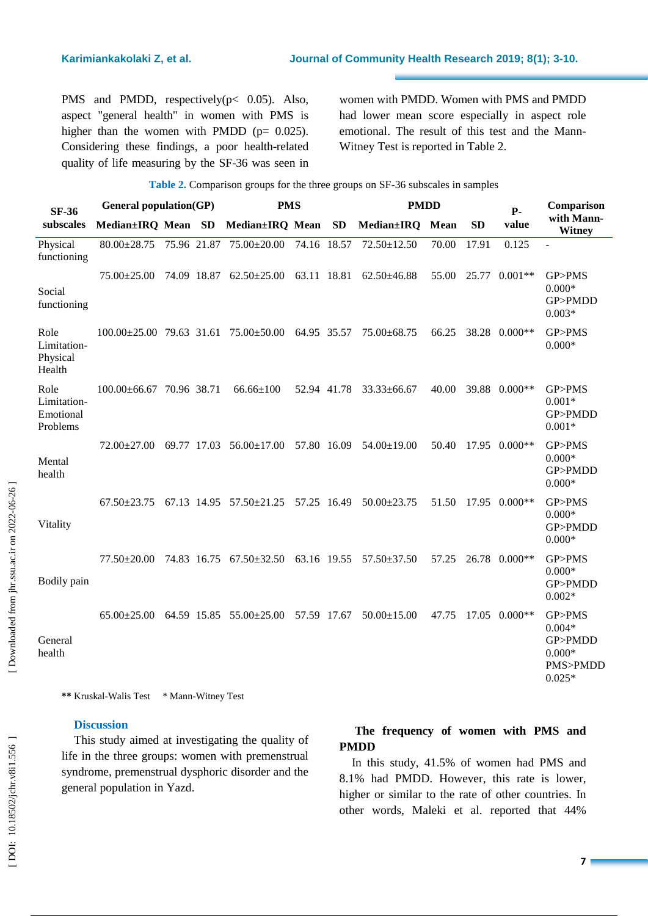PMS and PMDD, respectively($p < 0.05$). Also, aspect "general health" in women with PMS is higher than the women with PMDD ($p = 0.025$). Considering these findings, a poor health-related quality of life measuring by the SF-36 was seen in women with PMDD. Women with PMS and PMDD had lower mean score especially in aspect role emotional. The result of this test and the Mann-Witney Test is reported in Table 2.

**Table 2.** Comparison groups for the three groups on SF-36 subscales in samples

| SF-36 subscales | General population(GP) | | | PMS | | | PMDD | | | P-value | Comparison with Mann-Witney |
|---|---|---|---|---|---|---|---|---|---|---|---|
| | Median±IQR | Mean | SD | Median±IQR | Mean | SD | Median±IQR | Mean | SD | | |
| Physical functioning | 80.00±28.75 | 75.96 | 21.87 | 75.00±20.00 | 74.16 | 18.57 | 72.50±12.50 | 70.00 | 17.91 | 0.125 | - |
| Social functioning | 75.00±25.00 | 74.09 | 18.87 | 62.50±25.00 | 63.11 | 18.81 | 62.50±46.88 | 55.00 | 25.77 | 0.001** | GP>PMS 0.000* GP>PMDD 0.003* |
| Role Limitation-Physical Health | 100.00±25.00 | 79.63 | 31.61 | 75.00±50.00 | 64.95 | 35.57 | 75.00±68.75 | 66.25 | 38.28 | 0.000** | GP>PMS 0.000* |
| Role Limitation-Emotional Problems | 100.00±66.67 | 70.96 | 38.71 | 66.66±100 | 52.94 | 41.78 | 33.33±66.67 | 40.00 | 39.88 | 0.000** | GP>PMS 0.001* GP>PMDD 0.001* |
| Mental health | 72.00±27.00 | 69.77 | 17.03 | 56.00±17.00 | 57.80 | 16.09 | 54.00±19.00 | 50.40 | 17.95 | 0.000** | GP>PMS 0.000* GP>PMDD 0.000* |
| Vitality | 67.50±23.75 | 67.13 | 14.95 | 57.50±21.25 | 57.25 | 16.49 | 50.00±23.75 | 51.50 | 17.95 | 0.000** | GP>PMS 0.000* GP>PMDD 0.000* |
| Bodily pain | 77.50±20.00 | 74.83 | 16.75 | 67.50±32.50 | 63.16 | 19.55 | 57.50±37.50 | 57.25 | 26.78 | 0.000** | GP>PMS 0.000* GP>PMDD 0.002* |
| General health | 65.00±25.00 | 64.59 | 15.85 | 55.00±25.00 | 57.59 | 17.67 | 50.00±15.00 | 47.75 | 17.05 | 0.000** | GP>PMS 0.004* GP>PMDD 0.000* PMS>PMDD 0.025* |

** Kruskal-Walis Test * Mann-Witney Test

## Discussion

This study aimed at investigating the quality of life in the three groups: women with premenstrual syndrome, premenstrual dysphoric disorder and the general population in Yazd.

### The frequency of women with PMS and PMDD

In this study, 41.5% of women had PMS and 8.1% had PMDD. However, this rate is lower, higher or similar to the rate of other countries. In other words, Maleki et al. reported that 44%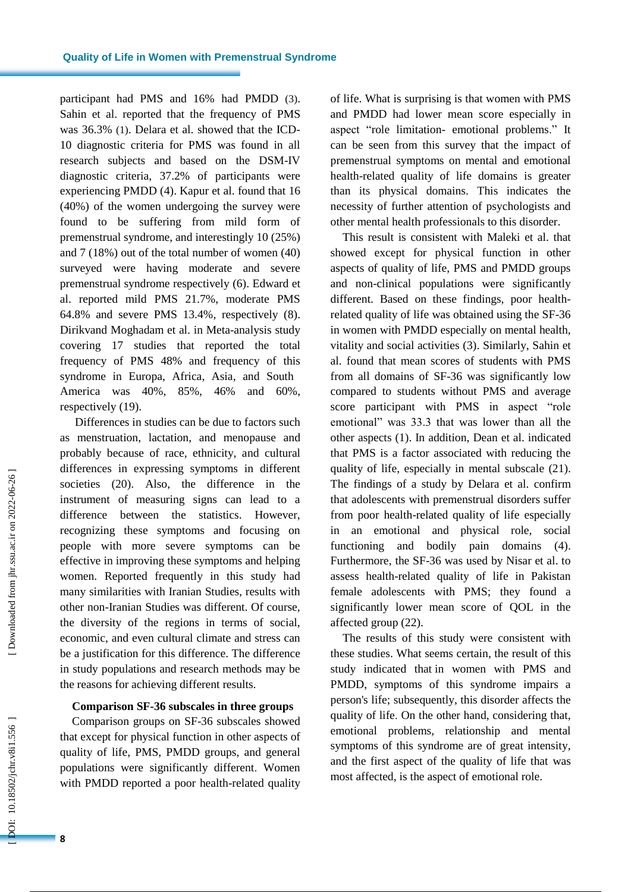participant had PMS and 16% had PMDD (3). Sahin et al. reported that the frequency of PMS was 36.3% (1). Delara et al. showed that the ICD-10 diagnostic criteria for PMS was found in all research subjects and based on the DSM-IV diagnostic criteria, 37.2% of participants were experiencing PMDD (4). Kapur et al. found that 16 (40%) of the women undergoing the survey were found to be suffering from mild form of premenstrual syndrome, and interestingly 10 (25%) and 7 (18%) out of the total number of women (40) surveyed were having moderate and severe premenstrual syndrome respectively (6). Edward et al. reported mild PMS 21.7%, moderate PMS 64.8% and severe PMS 13.4%, respectively (8). Dirikvand Moghadam et al. in Meta-analysis study covering 17 studies that reported the total frequency of PMS 48% and frequency of this syndrome in Europa, Africa, Asia, and South America was 40%, 85%, 46% and 60%, respectively (19).

Differences in studies can be due to factors such as menstruation, lactation, and menopause and probably because of race, ethnicity, and cultural differences in expressing symptoms in different societies (20). Also, the difference in the instrument of measuring signs can lead to a difference between the statistics. However, recognizing these symptoms and focusing on people with more severe symptoms can be effective in improving these symptoms and helping women. Reported frequently in this study had many similarities with Iranian Studies, results with other non-Iranian Studies was different. Of course, the diversity of the regions in terms of social, economic, and even cultural climate and stress can be a justification for this difference. The difference in study populations and research methods may be the reasons for achieving different results.

**Comparison SF-36 subscales in three groups**

Comparison groups on SF-36 subscales showed that except for physical function in other aspects of quality of life, PMS, PMDD groups, and general populations were significantly different. Women with PMDD reported a poor health-related quality of life. What is surprising is that women with PMS and PMDD had lower mean score especially in aspect "role limitation- emotional problems." It can be seen from this survey that the impact of premenstrual symptoms on mental and emotional health-related quality of life domains is greater than its physical domains. This indicates the necessity of further attention of psychologists and other mental health professionals to this disorder.

This result is consistent with Maleki et al. that showed except for physical function in other aspects of quality of life, PMS and PMDD groups and non-clinical populations were significantly different. Based on these findings, poor health-related quality of life was obtained using the SF-36 in women with PMDD especially on mental health, vitality and social activities (3). Similarly, Sahin et al. found that mean scores of students with PMS from all domains of SF-36 was significantly low compared to students without PMS and average score participant with PMS in aspect "role emotional" was 33.3 that was lower than all the other aspects (1). In addition, Dean et al. indicated that PMS is a factor associated with reducing the quality of life, especially in mental subscale (21). The findings of a study by Delara et al. confirm that adolescents with premenstrual disorders suffer from poor health-related quality of life especially in an emotional and physical role, social functioning and bodily pain domains (4). Furthermore, the SF-36 was used by Nisar et al. to assess health-related quality of life in Pakistan female adolescents with PMS; they found a significantly lower mean score of QOL in the affected group (22).

The results of this study were consistent with these studies. What seems certain, the result of this study indicated that in women with PMS and PMDD, symptoms of this syndrome impairs a person's life; subsequently, this disorder affects the quality of life. On the other hand, considering that, emotional problems, relationship and mental symptoms of this syndrome are of great intensity, and the first aspect of the quality of life that was most affected, is the aspect of emotional role.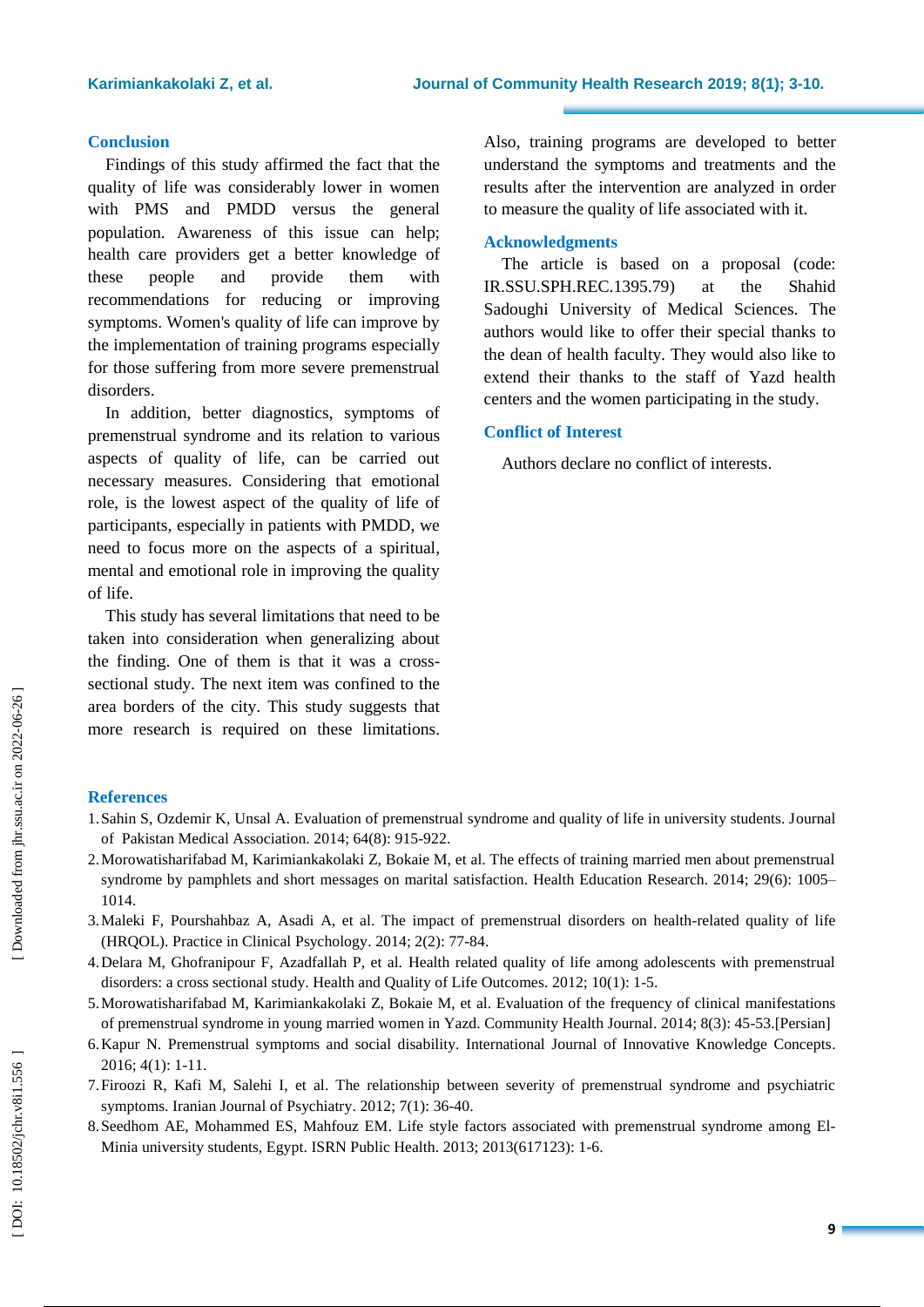## Conclusion

Findings of this study affirmed the fact that the quality of life was considerably lower in women with PMS and PMDD versus the general population. Awareness of this issue can help; health care providers get a better knowledge of these people and provide them with recommendations for reducing or improving symptoms. Women's quality of life can improve by the implementation of training programs especially for those suffering from more severe premenstrual disorders.

In addition, better diagnostics, symptoms of premenstrual syndrome and its relation to various aspects of quality of life, can be carried out necessary measures. Considering that emotional role, is the lowest aspect of the quality of life of participants, especially in patients with PMDD, we need to focus more on the aspects of a spiritual, mental and emotional role in improving the quality of life.

This study has several limitations that need to be taken into consideration when generalizing about the finding. One of them is that it was a cross-sectional study. The next item was confined to the area borders of the city. This study suggests that more research is required on these limitations. Also, training programs are developed to better understand the symptoms and treatments and the results after the intervention are analyzed in order to measure the quality of life associated with it.

## Acknowledgments

The article is based on a proposal (code: IR.SSU.SPH.REC.1395.79) at the Shahid Sadoughi University of Medical Sciences. The authors would like to offer their special thanks to the dean of health faculty. They would also like to extend their thanks to the staff of Yazd health centers and the women participating in the study.

## Conflict of Interest

Authors declare no conflict of interests.

## References

1. Sahin S, Ozdemir K, Unsal A. Evaluation of premenstrual syndrome and quality of life in university students. Journal of Pakistan Medical Association. 2014; 64(8): 915-922.
2. Morowatisharifabad M, Karimiankakolaki Z, Bokaie M, et al. The effects of training married men about premenstrual syndrome by pamphlets and short messages on marital satisfaction. Health Education Research. 2014; 29(6): 1005–1014.
3. Maleki F, Pourshahbaz A, Asadi A, et al. The impact of premenstrual disorders on health-related quality of life (HRQOL). Practice in Clinical Psychology. 2014; 2(2): 77-84.
4. Delara M, Ghofranipour F, Azadfallah P, et al. Health related quality of life among adolescents with premenstrual disorders: a cross sectional study. Health and Quality of Life Outcomes. 2012; 10(1): 1-5.
5. Morowatisharifabad M, Karimiankakolaki Z, Bokaie M, et al. Evaluation of the frequency of clinical manifestations of premenstrual syndrome in young married women in Yazd. Community Health Journal. 2014; 8(3): 45-53.[Persian]
6. Kapur N. Premenstrual symptoms and social disability. International Journal of Innovative Knowledge Concepts. 2016; 4(1): 1-11.
7. Firoozi R, Kafi M, Salehi I, et al. The relationship between severity of premenstrual syndrome and psychiatric symptoms. Iranian Journal of Psychiatry. 2012; 7(1): 36-40.
8. Seedhom AE, Mohammed ES, Mahfouz EM. Life style factors associated with premenstrual syndrome among El-Minia university students, Egypt. ISRN Public Health. 2013; 2013(617123): 1-6.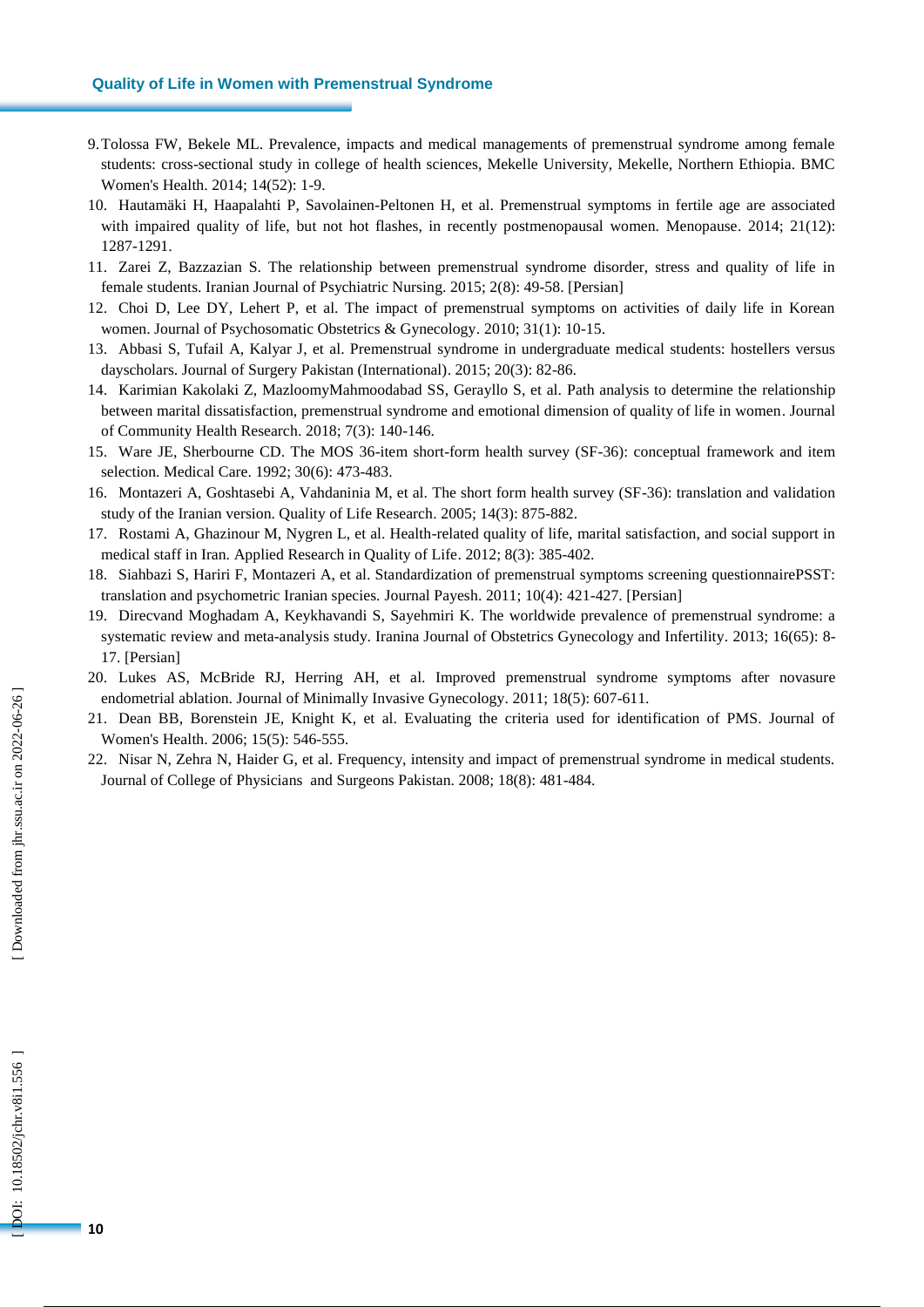9. Tolossa FW, Bekele ML. Prevalence, impacts and medical managements of premenstrual syndrome among female students: cross-sectional study in college of health sciences, Mekelle University, Mekelle, Northern Ethiopia. BMC Women's Health. 2014; 14(52): 1-9.
10. Hautamäki H, Haapalahti P, Savolainen-Peltonen H, et al. Premenstrual symptoms in fertile age are associated with impaired quality of life, but not hot flashes, in recently postmenopausal women. Menopause. 2014; 21(12): 1287-1291.
11. Zarei Z, Bazzazian S. The relationship between premenstrual syndrome disorder, stress and quality of life in female students. Iranian Journal of Psychiatric Nursing. 2015; 2(8): 49-58. [Persian]
12. Choi D, Lee DY, Lehert P, et al. The impact of premenstrual symptoms on activities of daily life in Korean women. Journal of Psychosomatic Obstetrics & Gynecology. 2010; 31(1): 10-15.
13. Abbasi S, Tufail A, Kalyar J, et al. Premenstrual syndrome in undergraduate medical students: hostellers versus dayscholars. Journal of Surgery Pakistan (International). 2015; 20(3): 82-86.
14. Karimian Kakolaki Z, MazloomyMahmoodabad SS, Gerayllo S, et al. Path analysis to determine the relationship between marital dissatisfaction, premenstrual syndrome and emotional dimension of quality of life in women. Journal of Community Health Research. 2018; 7(3): 140-146.
15. Ware JE, Sherbourne CD. The MOS 36-item short-form health survey (SF-36): conceptual framework and item selection. Medical Care. 1992; 30(6): 473-483.
16. Montazeri A, Goshtasebi A, Vahdaninia M, et al. The short form health survey (SF-36): translation and validation study of the Iranian version. Quality of Life Research. 2005; 14(3): 875-882.
17. Rostami A, Ghazinour M, Nygren L, et al. Health-related quality of life, marital satisfaction, and social support in medical staff in Iran. Applied Research in Quality of Life. 2012; 8(3): 385-402.
18. Siahbazi S, Hariri F, Montazeri A, et al. Standardization of premenstrual symptoms screening questionnairePSST: translation and psychometric Iranian species. Journal Payesh. 2011; 10(4): 421-427. [Persian]
19. Direcvand Moghadam A, Keykhavandi S, Sayehmiri K. The worldwide prevalence of premenstrual syndrome: a systematic review and meta-analysis study. Iranina Journal of Obstetrics Gynecology and Infertility. 2013; 16(65): 8-17. [Persian]
20. Lukes AS, McBride RJ, Herring AH, et al. Improved premenstrual syndrome symptoms after novasure endometrial ablation. Journal of Minimally Invasive Gynecology. 2011; 18(5): 607-611.
21. Dean BB, Borenstein JE, Knight K, et al. Evaluating the criteria used for identification of PMS. Journal of Women's Health. 2006; 15(5): 546-555.
22. Nisar N, Zehra N, Haider G, et al. Frequency, intensity and impact of premenstrual syndrome in medical students. Journal of College of Physicians and Surgeons Pakistan. 2008; 18(8): 481-484.